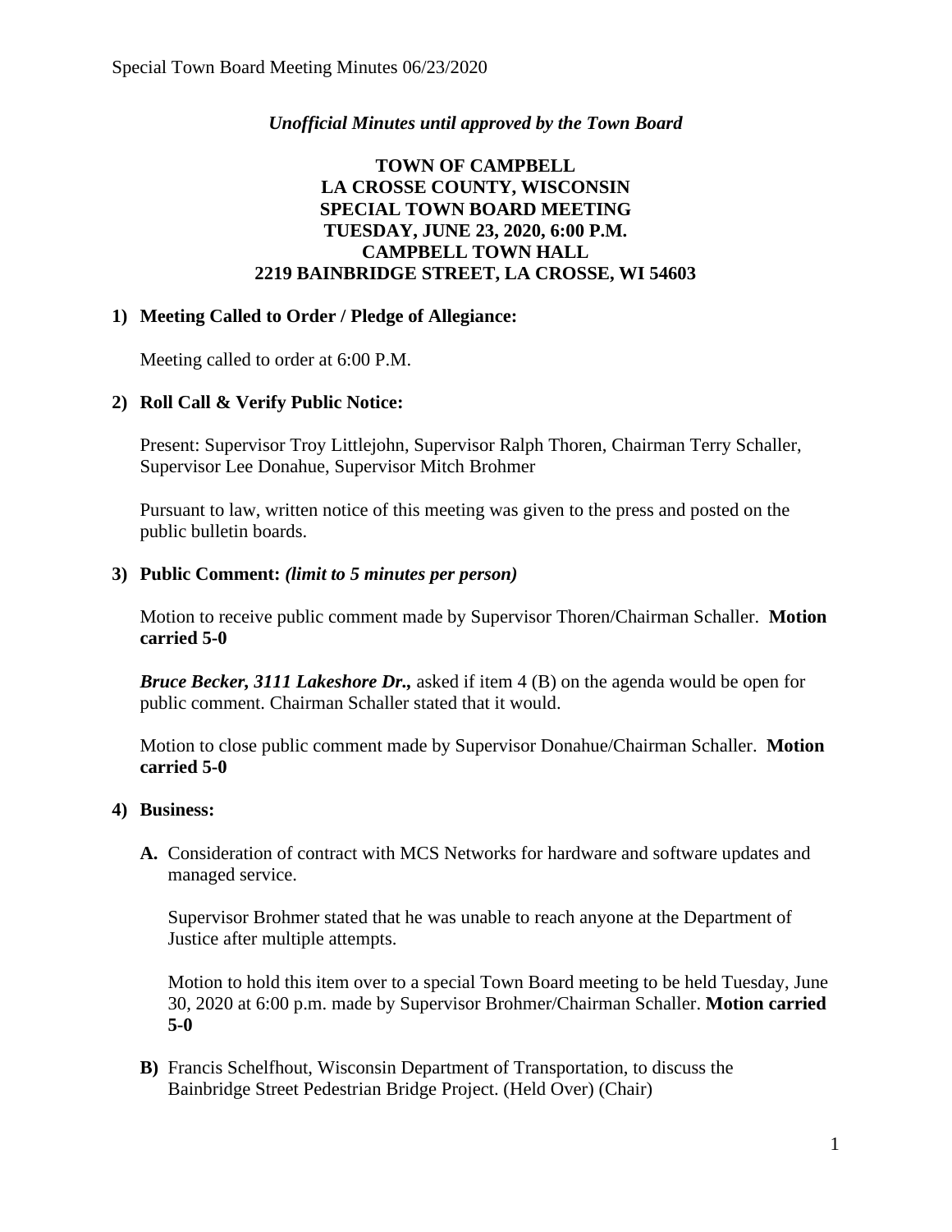*Unofficial Minutes until approved by the Town Board*

**TOWN OF CAMPBELL**
**LA CROSSE COUNTY, WISCONSIN**
**SPECIAL TOWN BOARD MEETING**
**TUESDAY, JUNE 23, 2020, 6:00 P.M.**
**CAMPBELL TOWN HALL**
**2219 BAINBRIDGE STREET, LA CROSSE, WI 54603**

**1) Meeting Called to Order / Pledge of Allegiance:**

Meeting called to order at 6:00 P.M.

**2) Roll Call & Verify Public Notice:**

Present: Supervisor Troy Littlejohn, Supervisor Ralph Thoren, Chairman Terry Schaller, Supervisor Lee Donahue, Supervisor Mitch Brohmer

Pursuant to law, written notice of this meeting was given to the press and posted on the public bulletin boards.

**3) Public Comment:** ***(limit to 5 minutes per person)***

Motion to receive public comment made by Supervisor Thoren/Chairman Schaller. **Motion carried 5-0**

***Bruce Becker, 3111 Lakeshore Dr.,*** asked if item 4 (B) on the agenda would be open for public comment. Chairman Schaller stated that it would.

Motion to close public comment made by Supervisor Donahue/Chairman Schaller. **Motion carried 5-0**

**4) Business:**

**A.** Consideration of contract with MCS Networks for hardware and software updates and managed service.

Supervisor Brohmer stated that he was unable to reach anyone at the Department of Justice after multiple attempts.

Motion to hold this item over to a special Town Board meeting to be held Tuesday, June 30, 2020 at 6:00 p.m. made by Supervisor Brohmer/Chairman Schaller. **Motion carried 5-0**

**B)** Francis Schelfhout, Wisconsin Department of Transportation, to discuss the Bainbridge Street Pedestrian Bridge Project. (Held Over) (Chair)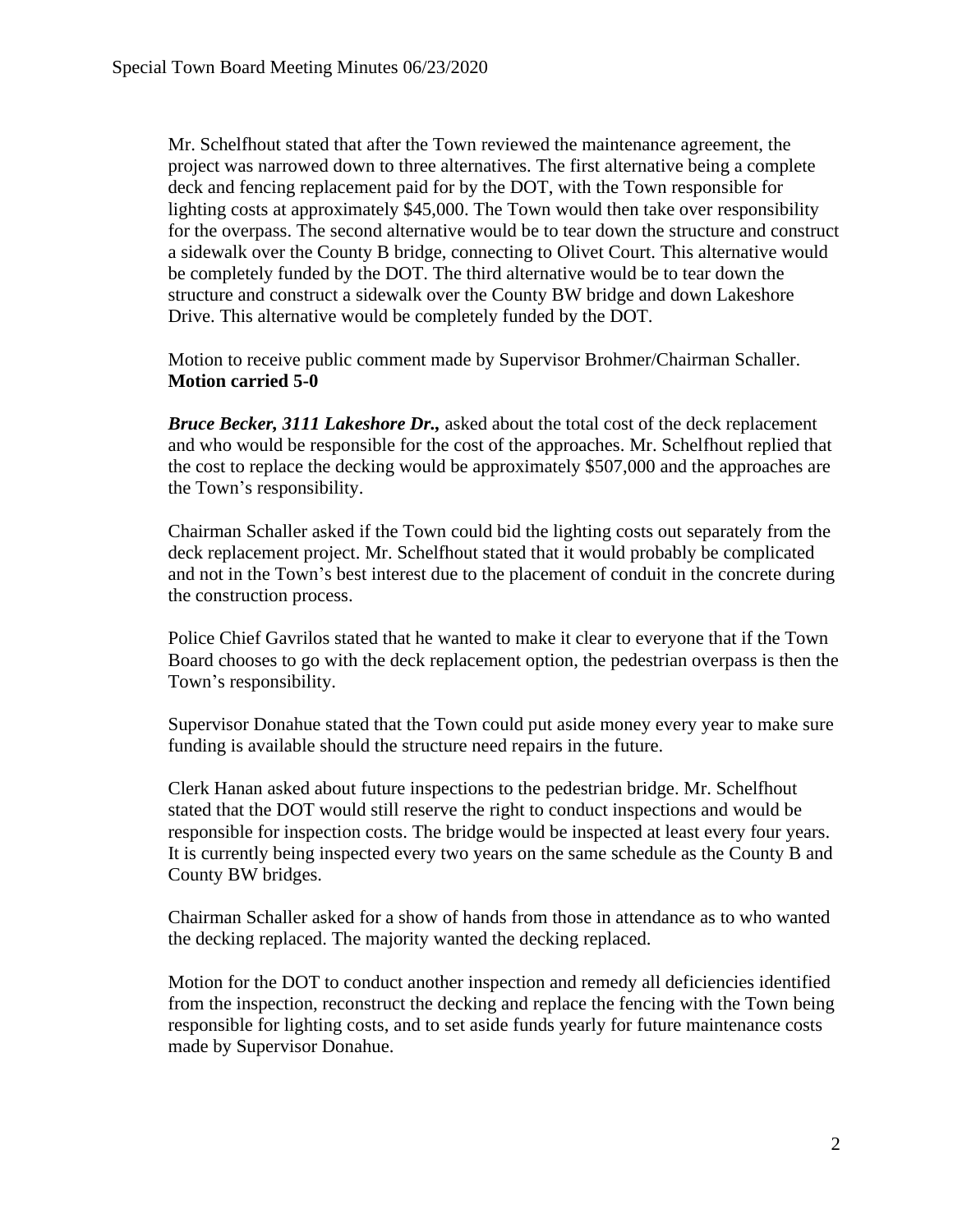Mr. Schelfhout stated that after the Town reviewed the maintenance agreement, the project was narrowed down to three alternatives. The first alternative being a complete deck and fencing replacement paid for by the DOT, with the Town responsible for lighting costs at approximately $45,000. The Town would then take over responsibility for the overpass. The second alternative would be to tear down the structure and construct a sidewalk over the County B bridge, connecting to Olivet Court. This alternative would be completely funded by the DOT. The third alternative would be to tear down the structure and construct a sidewalk over the County BW bridge and down Lakeshore Drive. This alternative would be completely funded by the DOT.

Motion to receive public comment made by Supervisor Brohmer/Chairman Schaller.
**Motion carried 5-0**

***Bruce Becker, 3111 Lakeshore Dr.,*** asked about the total cost of the deck replacement and who would be responsible for the cost of the approaches. Mr. Schelfhout replied that the cost to replace the decking would be approximately $507,000 and the approaches are the Town's responsibility.

Chairman Schaller asked if the Town could bid the lighting costs out separately from the deck replacement project. Mr. Schelfhout stated that it would probably be complicated and not in the Town's best interest due to the placement of conduit in the concrete during the construction process.

Police Chief Gavrilos stated that he wanted to make it clear to everyone that if the Town Board chooses to go with the deck replacement option, the pedestrian overpass is then the Town's responsibility.

Supervisor Donahue stated that the Town could put aside money every year to make sure funding is available should the structure need repairs in the future.

Clerk Hanan asked about future inspections to the pedestrian bridge. Mr. Schelfhout stated that the DOT would still reserve the right to conduct inspections and would be responsible for inspection costs. The bridge would be inspected at least every four years. It is currently being inspected every two years on the same schedule as the County B and County BW bridges.

Chairman Schaller asked for a show of hands from those in attendance as to who wanted the decking replaced. The majority wanted the decking replaced.

Motion for the DOT to conduct another inspection and remedy all deficiencies identified from the inspection, reconstruct the decking and replace the fencing with the Town being responsible for lighting costs, and to set aside funds yearly for future maintenance costs made by Supervisor Donahue.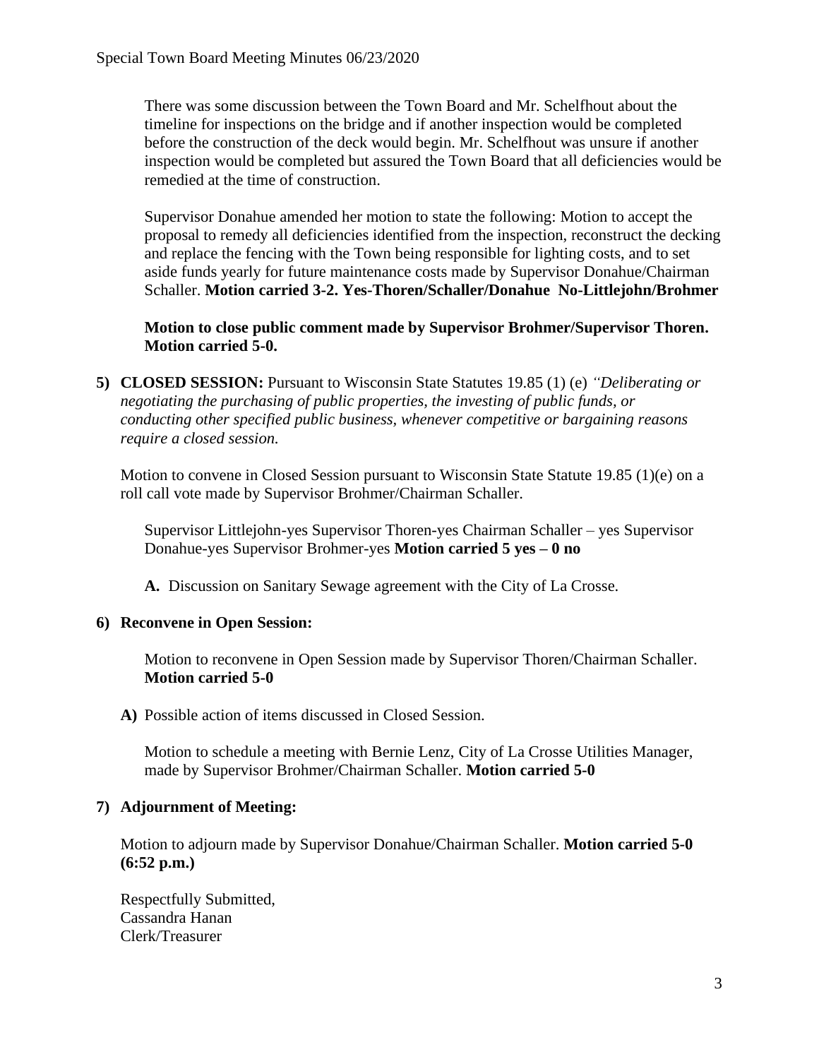There was some discussion between the Town Board and Mr. Schelfhout about the timeline for inspections on the bridge and if another inspection would be completed before the construction of the deck would begin. Mr. Schelfhout was unsure if another inspection would be completed but assured the Town Board that all deficiencies would be remedied at the time of construction.

Supervisor Donahue amended her motion to state the following: Motion to accept the proposal to remedy all deficiencies identified from the inspection, reconstruct the decking and replace the fencing with the Town being responsible for lighting costs, and to set aside funds yearly for future maintenance costs made by Supervisor Donahue/Chairman Schaller. **Motion carried 3-2. Yes-Thoren/Schaller/Donahue No-Littlejohn/Brohmer**

**Motion to close public comment made by Supervisor Brohmer/Supervisor Thoren. Motion carried 5-0.**

**5) CLOSED SESSION:** Pursuant to Wisconsin State Statutes 19.85 (1) (e) *"Deliberating or negotiating the purchasing of public properties, the investing of public funds, or conducting other specified public business, whenever competitive or bargaining reasons require a closed session.*

Motion to convene in Closed Session pursuant to Wisconsin State Statute 19.85 (1)(e) on a roll call vote made by Supervisor Brohmer/Chairman Schaller.

Supervisor Littlejohn-yes Supervisor Thoren-yes Chairman Schaller – yes Supervisor Donahue-yes Supervisor Brohmer-yes **Motion carried 5 yes – 0 no**

**A.** Discussion on Sanitary Sewage agreement with the City of La Crosse.

**6) Reconvene in Open Session:**

Motion to reconvene in Open Session made by Supervisor Thoren/Chairman Schaller. **Motion carried 5-0**

**A)** Possible action of items discussed in Closed Session.

Motion to schedule a meeting with Bernie Lenz, City of La Crosse Utilities Manager, made by Supervisor Brohmer/Chairman Schaller. **Motion carried 5-0**

**7) Adjournment of Meeting:**

Motion to adjourn made by Supervisor Donahue/Chairman Schaller. **Motion carried 5-0 (6:52 p.m.)**

Respectfully Submitted,
Cassandra Hanan
Clerk/Treasurer